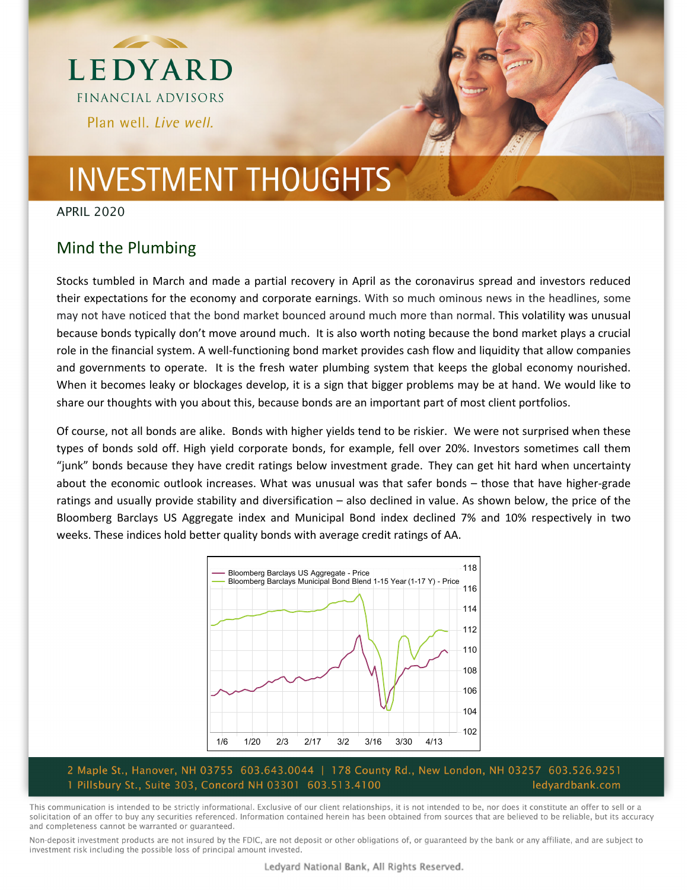# LEDYARD

FINANCIAL ADVISORS

Plan well. *Live well.*

# INVESTMENT THOUGHTS

APRIL 2020

## Mind the Plumbing

Stocks tumbled in March and made a partial recovery in April as the coronavirus spread and investors reduced their expectations for the economy and corporate earnings. With so much ominous news in the headlines, some may not have noticed that the bond market bounced around much more than normal. This volatility was unusual because bonds typically don't move around much. It is also worth noting because the bond market plays a crucial role in the financial system. A well-functioning bond market provides cash flow and liquidity that allow companies and governments to operate. It is the fresh water plumbing system that keeps the global economy nourished. When it becomes leaky or blockages develop, it is a sign that bigger problems may be at hand. We would like to share our thoughts with you about this, because bonds are an important part of most client portfolios.

Of course, not all bonds are alike. Bonds with higher yields tend to be riskier. We were not surprised when these types of bonds sold off. High yield corporate bonds, for example, fell over 20%. Investors sometimes call them "junk" bonds because they have credit ratings below investment grade. They can get hit hard when uncertainty about the economic outlook increases. What was unusual was that safer bonds – those that have higher-grade ratings and usually provide stability and diversification – also declined in value. As shown below, the price of the Bloomberg Barclays US Aggregate index and Municipal Bond index declined 7% and 10% respectively in two weeks. These indices hold better quality bonds with average credit ratings of AA.

2 Maple St., Hanover, NH 03755 603.643.0044 | 178 County Rd., New London, NH 03257 603.526.9251
1 Pillsbury St., Suite 303, Concord NH 03301 603.513.4100 ledyardbank.com

This communication is intended to be strictly informational. Exclusive of our client relationships, it is not intended to be, nor does it constitute an offer to sell or a solicitation of an offer to buy any securities referenced. Information contained herein has been obtained from sources that are believed to be reliable, but its accuracy and completeness cannot be warranted or guaranteed.

Non-deposit investment products are not insured by the FDIC, are not deposit or other obligations of, or guaranteed by the bank or any affiliate, and are subject to investment risk including the possible loss of principal amount invested.

Ledyard National Bank, All Rights Reserved.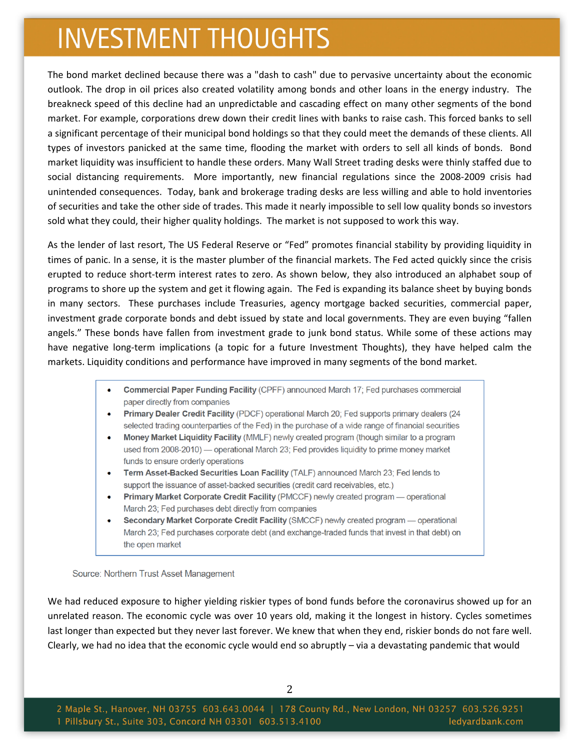The bond market declined because there was a "dash to cash" due to pervasive uncertainty about the economic outlook. The drop in oil prices also created volatility among bonds and other loans in the energy industry. The breakneck speed of this decline had an unpredictable and cascading effect on many other segments of the bond market. For example, corporations drew down their credit lines with banks to raise cash. This forced banks to sell a significant percentage of their municipal bond holdings so that they could meet the demands of these clients. All types of investors panicked at the same time, flooding the market with orders to sell all kinds of bonds. Bond market liquidity was insufficient to handle these orders. Many Wall Street trading desks were thinly staffed due to social distancing requirements. More importantly, new financial regulations since the 2008-2009 crisis had unintended consequences. Today, bank and brokerage trading desks are less willing and able to hold inventories of securities and take the other side of trades. This made it nearly impossible to sell low quality bonds so investors sold what they could, their higher quality holdings. The market is not supposed to work this way.

As the lender of last resort, The US Federal Reserve or "Fed" promotes financial stability by providing liquidity in times of panic. In a sense, it is the master plumber of the financial markets. The Fed acted quickly since the crisis erupted to reduce short-term interest rates to zero. As shown below, they also introduced an alphabet soup of programs to shore up the system and get it flowing again. The Fed is expanding its balance sheet by buying bonds in many sectors. These purchases include Treasuries, agency mortgage backed securities, commercial paper, investment grade corporate bonds and debt issued by state and local governments. They are even buying "fallen angels." These bonds have fallen from investment grade to junk bond status. While some of these actions may have negative long-term implications (a topic for a future Investment Thoughts), they have helped calm the markets. Liquidity conditions and performance have improved in many segments of the bond market.

- **Commercial Paper Funding Facility** (CPFF) announced March 17; Fed purchases commercial paper directly from companies
- **Primary Dealer Credit Facility** (PDCF) operational March 20; Fed supports primary dealers (24 selected trading counterparties of the Fed) in the purchase of a wide range of financial securities
- **Money Market Liquidity Facility** (MMLF) newly created program (though similar to a program used from 2008-2010) — operational March 23; Fed provides liquidity to prime money market funds to ensure orderly operations
- **Term Asset-Backed Securities Loan Facility** (TALF) announced March 23; Fed lends to support the issuance of asset-backed securities (credit card receivables, etc.)
- **Primary Market Corporate Credit Facility** (PMCCF) newly created program — operational March 23; Fed purchases debt directly from companies
- **Secondary Market Corporate Credit Facility** (SMCCF) newly created program — operational March 23; Fed purchases corporate debt (and exchange-traded funds that invest in that debt) on the open market

Source: Northern Trust Asset Management

We had reduced exposure to higher yielding riskier types of bond funds before the coronavirus showed up for an unrelated reason. The economic cycle was over 10 years old, making it the longest in history. Cycles sometimes last longer than expected but they never last forever. We knew that when they end, riskier bonds do not fare well. Clearly, we had no idea that the economic cycle would end so abruptly – via a devastating pandemic that would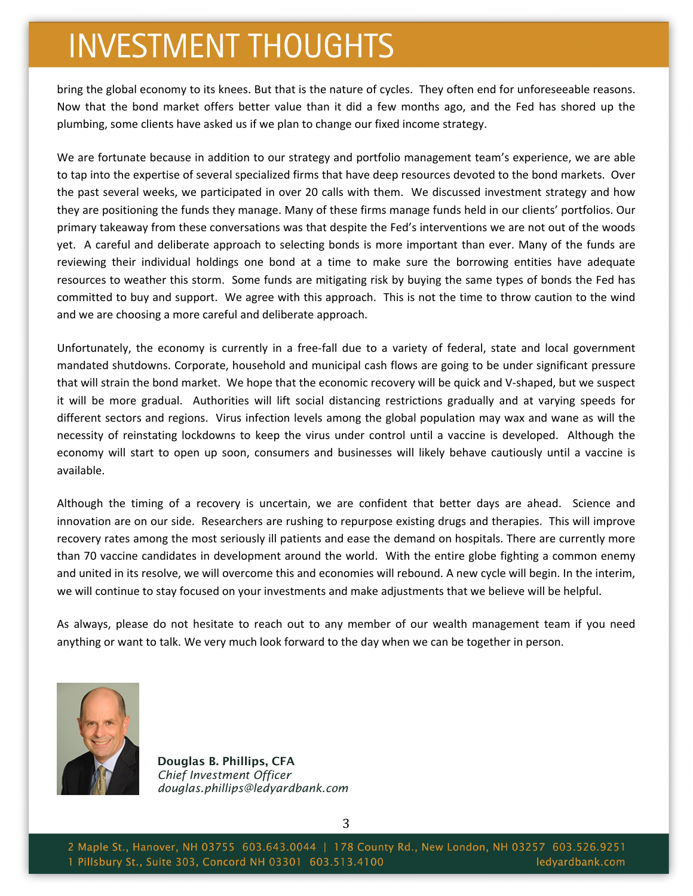bring the global economy to its knees. But that is the nature of cycles. They often end for unforeseeable reasons. Now that the bond market offers better value than it did a few months ago, and the Fed has shored up the plumbing, some clients have asked us if we plan to change our fixed income strategy.

We are fortunate because in addition to our strategy and portfolio management team's experience, we are able to tap into the expertise of several specialized firms that have deep resources devoted to the bond markets. Over the past several weeks, we participated in over 20 calls with them. We discussed investment strategy and how they are positioning the funds they manage. Many of these firms manage funds held in our clients' portfolios. Our primary takeaway from these conversations was that despite the Fed's interventions we are not out of the woods yet. A careful and deliberate approach to selecting bonds is more important than ever. Many of the funds are reviewing their individual holdings one bond at a time to make sure the borrowing entities have adequate resources to weather this storm. Some funds are mitigating risk by buying the same types of bonds the Fed has committed to buy and support. We agree with this approach. This is not the time to throw caution to the wind and we are choosing a more careful and deliberate approach.

Unfortunately, the economy is currently in a free-fall due to a variety of federal, state and local government mandated shutdowns. Corporate, household and municipal cash flows are going to be under significant pressure that will strain the bond market. We hope that the economic recovery will be quick and V-shaped, but we suspect it will be more gradual. Authorities will lift social distancing restrictions gradually and at varying speeds for different sectors and regions. Virus infection levels among the global population may wax and wane as will the necessity of reinstating lockdowns to keep the virus under control until a vaccine is developed. Although the economy will start to open up soon, consumers and businesses will likely behave cautiously until a vaccine is available.

Although the timing of a recovery is uncertain, we are confident that better days are ahead. Science and innovation are on our side. Researchers are rushing to repurpose existing drugs and therapies. This will improve recovery rates among the most seriously ill patients and ease the demand on hospitals. There are currently more than 70 vaccine candidates in development around the world. With the entire globe fighting a common enemy and united in its resolve, we will overcome this and economies will rebound. A new cycle will begin. In the interim, we will continue to stay focused on your investments and make adjustments that we believe will be helpful.

As always, please do not hesitate to reach out to any member of our wealth management team if you need anything or want to talk. We very much look forward to the day when we can be together in person.

**Douglas B. Phillips, CFA**
*Chief Investment Officer*
*douglas.phillips@ledyardbank.com*